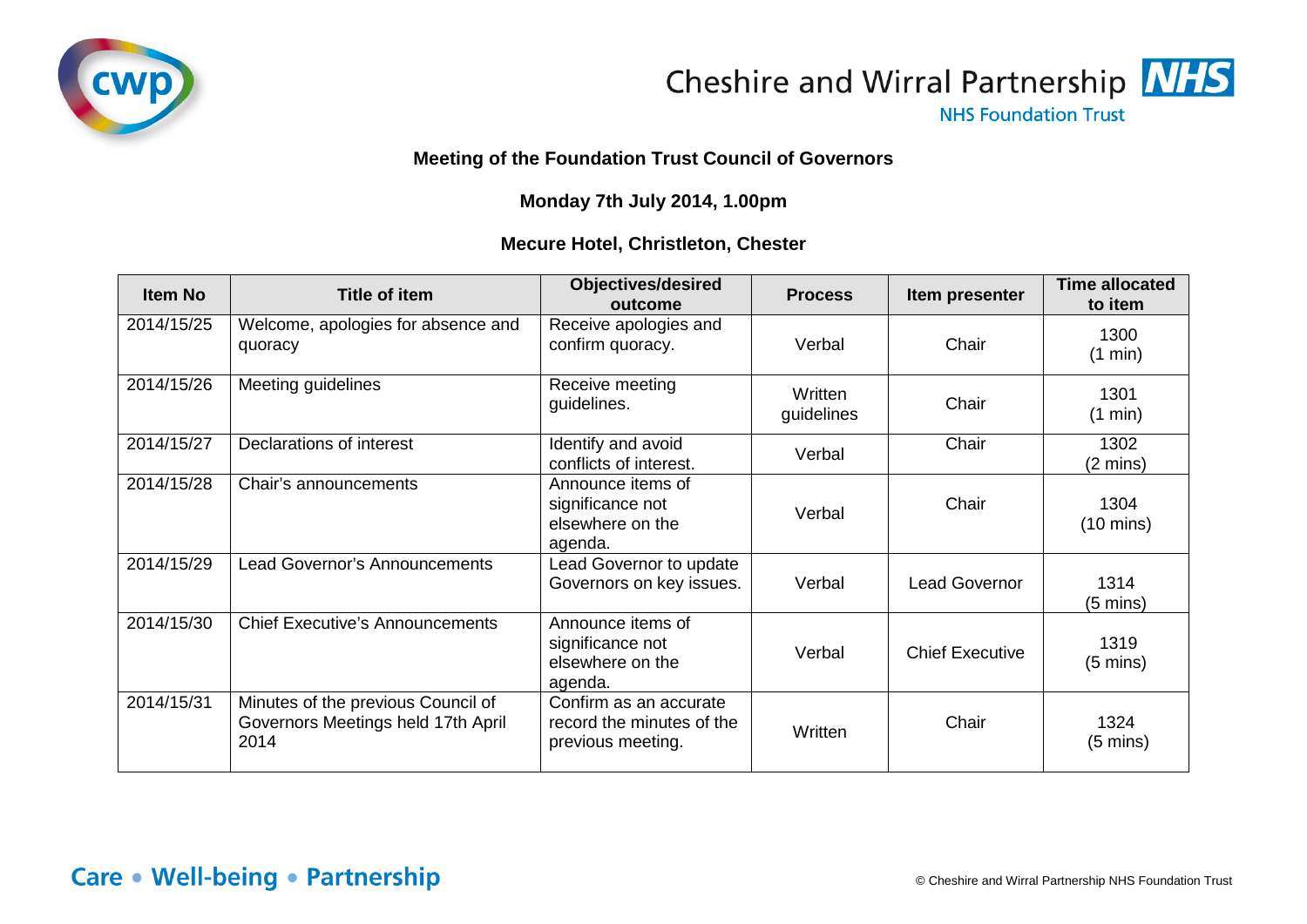Cheshire and Wirral Partnership NHS Foundation Trust

**Meeting of the Foundation Trust Council of Governors**

**Monday 7th July 2014, 1.00pm**

**Mecure Hotel, Christleton, Chester**

| Item No | Title of item | Objectives/desired outcome | Process | Item presenter | Time allocated to item |
|---|---|---|---|---|---|
| 2014/15/25 | Welcome, apologies for absence and quoracy | Receive apologies and confirm quoracy. | Verbal | Chair | 1300 (1 min) |
| 2014/15/26 | Meeting guidelines | Receive meeting guidelines. | Written guidelines | Chair | 1301 (1 min) |
| 2014/15/27 | Declarations of interest | Identify and avoid conflicts of interest. | Verbal | Chair | 1302 (2 mins) |
| 2014/15/28 | Chair's announcements | Announce items of significance not elsewhere on the agenda. | Verbal | Chair | 1304 (10 mins) |
| 2014/15/29 | Lead Governor's Announcements | Lead Governor to update Governors on key issues. | Verbal | Lead Governor | 1314 (5 mins) |
| 2014/15/30 | Chief Executive's Announcements | Announce items of significance not elsewhere on the agenda. | Verbal | Chief Executive | 1319 (5 mins) |
| 2014/15/31 | Minutes of the previous Council of Governors Meetings held 17th April 2014 | Confirm as an accurate record the minutes of the previous meeting. | Written | Chair | 1324 (5 mins) |

Care • Well-being • Partnership

© Cheshire and Wirral Partnership NHS Foundation Trust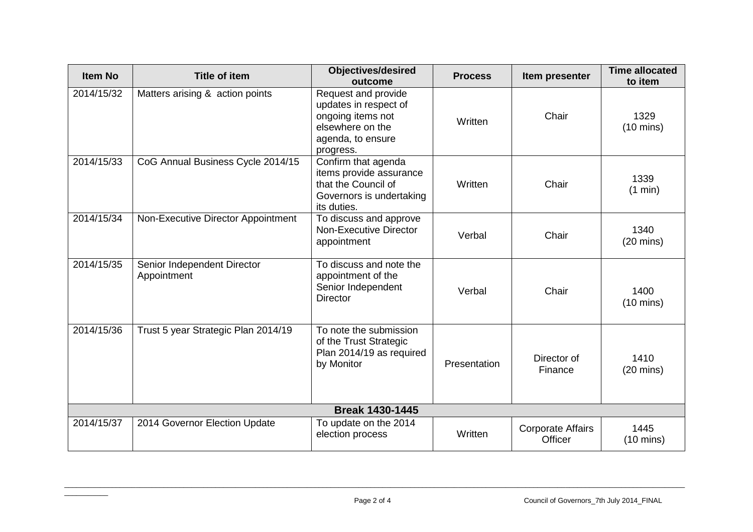| Item No | Title of item | Objectives/desired outcome | Process | Item presenter | Time allocated to item |
|---|---|---|---|---|---|
| 2014/15/32 | Matters arising & action points | Request and provide updates in respect of ongoing items not elsewhere on the agenda, to ensure progress. | Written | Chair | 1329 (10 mins) |
| 2014/15/33 | CoG Annual Business Cycle 2014/15 | Confirm that agenda items provide assurance that the Council of Governors is undertaking its duties. | Written | Chair | 1339 (1 min) |
| 2014/15/34 | Non-Executive Director Appointment | To discuss and approve Non-Executive Director appointment | Verbal | Chair | 1340 (20 mins) |
| 2014/15/35 | Senior Independent Director Appointment | To discuss and note the appointment of the Senior Independent Director | Verbal | Chair | 1400 (10 mins) |
| 2014/15/36 | Trust 5 year Strategic Plan 2014/19 | To note the submission of the Trust Strategic Plan 2014/19 as required by Monitor | Presentation | Director of Finance | 1410 (20 mins) |
| **Break 1430-1445** | | | | | |
| 2014/15/37 | 2014 Governor Election Update | To update on the 2014 election process | Written | Corporate Affairs Officer | 1445 (10 mins) |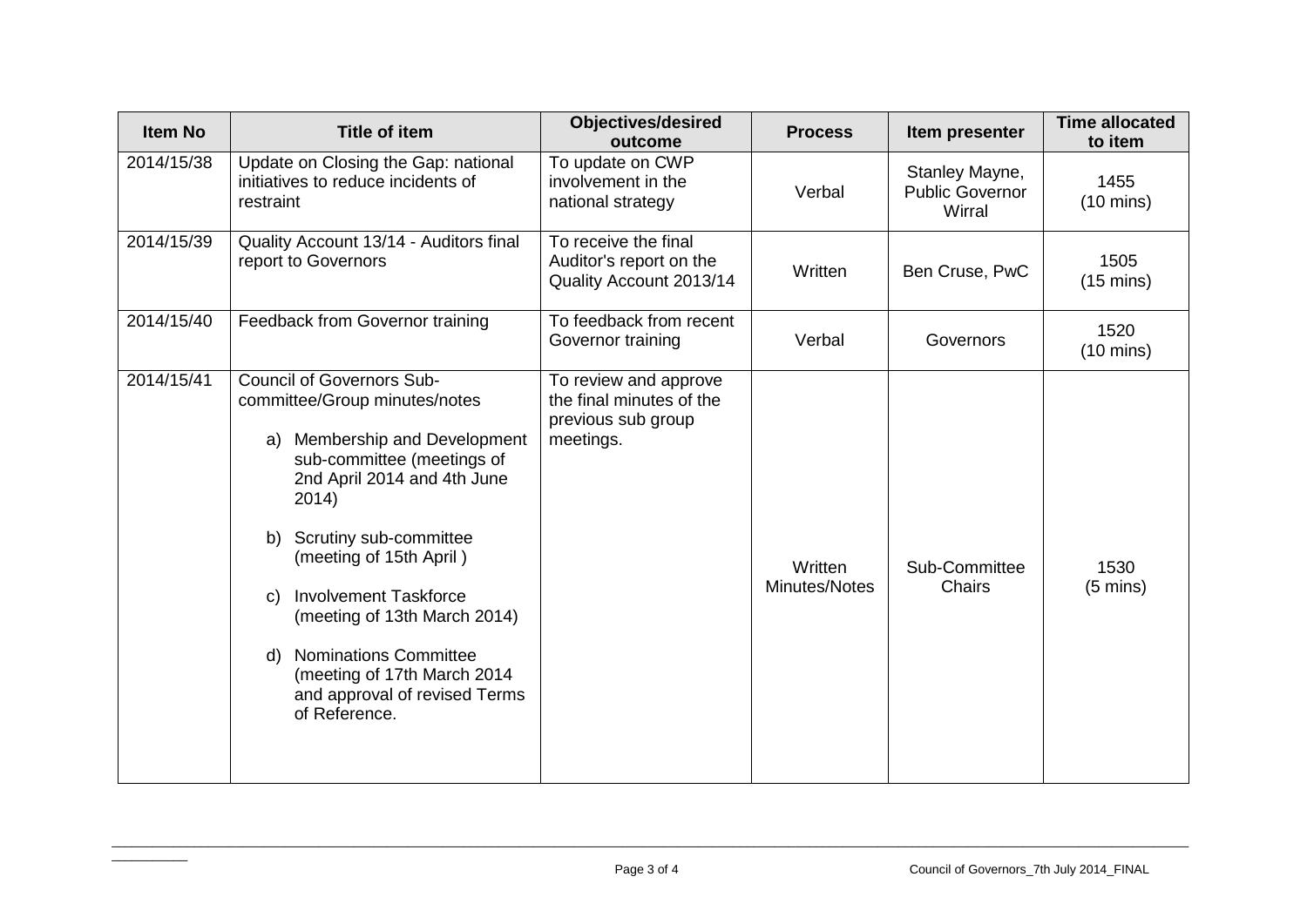| Item No | Title of item | Objectives/desired outcome | Process | Item presenter | Time allocated to item |
|---|---|---|---|---|---|
| 2014/15/38 | Update on Closing the Gap: national initiatives to reduce incidents of restraint | To update on CWP involvement in the national strategy | Verbal | Stanley Mayne, Public Governor Wirral | 1455 (10 mins) |
| 2014/15/39 | Quality Account 13/14 - Auditors final report to Governors | To receive the final Auditor's report on the Quality Account 2013/14 | Written | Ben Cruse, PwC | 1505 (15 mins) |
| 2014/15/40 | Feedback from Governor training | To feedback from recent Governor training | Verbal | Governors | 1520 (10 mins) |
| 2014/15/41 | Council of Governors Sub-committee/Group minutes/notes<br><br>a) Membership and Development sub-committee (meetings of 2nd April 2014 and 4th June 2014)<br><br>b) Scrutiny sub-committee (meeting of 15th April )<br><br>c) Involvement Taskforce (meeting of 13th March 2014)<br><br>d) Nominations Committee (meeting of 17th March 2014 and approval of revised Terms of Reference. | To review and approve the final minutes of the previous sub group meetings. | Written Minutes/Notes | Sub-Committee Chairs | 1530 (5 mins) |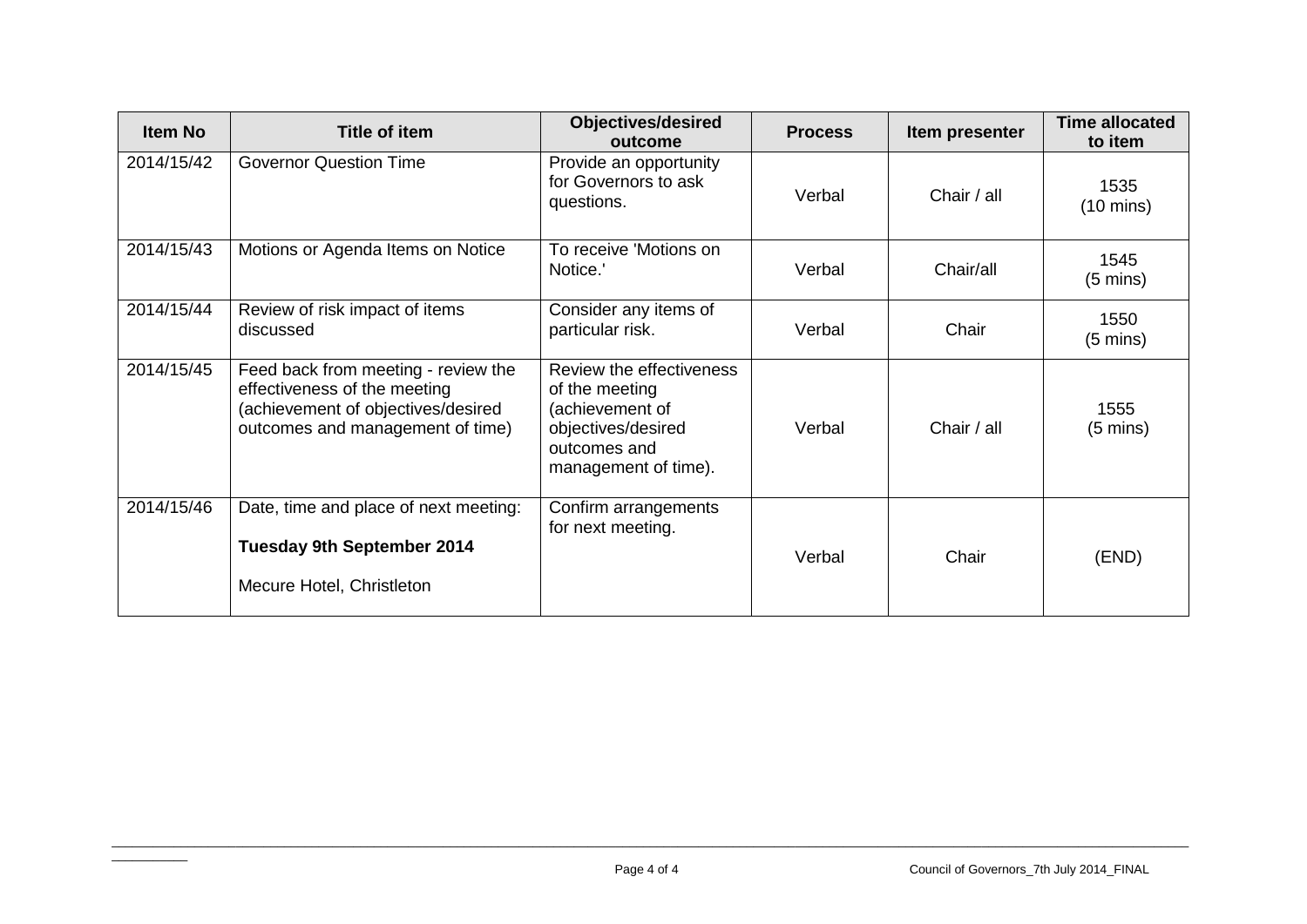| Item No | Title of item | Objectives/desired outcome | Process | Item presenter | Time allocated to item |
|---|---|---|---|---|---|
| 2014/15/42 | Governor Question Time | Provide an opportunity for Governors to ask questions. | Verbal | Chair / all | 1535 (10 mins) |
| 2014/15/43 | Motions or Agenda Items on Notice | To receive 'Motions on Notice.' | Verbal | Chair/all | 1545 (5 mins) |
| 2014/15/44 | Review of risk impact of items discussed | Consider any items of particular risk. | Verbal | Chair | 1550 (5 mins) |
| 2014/15/45 | Feed back from meeting - review the effectiveness of the meeting (achievement of objectives/desired outcomes and management of time) | Review the effectiveness of the meeting (achievement of objectives/desired outcomes and management of time). | Verbal | Chair / all | 1555 (5 mins) |
| 2014/15/46 | Date, time and place of next meeting:<br><br>**Tuesday 9th September 2014**<br><br>Mecure Hotel, Christleton | Confirm arrangements for next meeting. | Verbal | Chair | (END) |